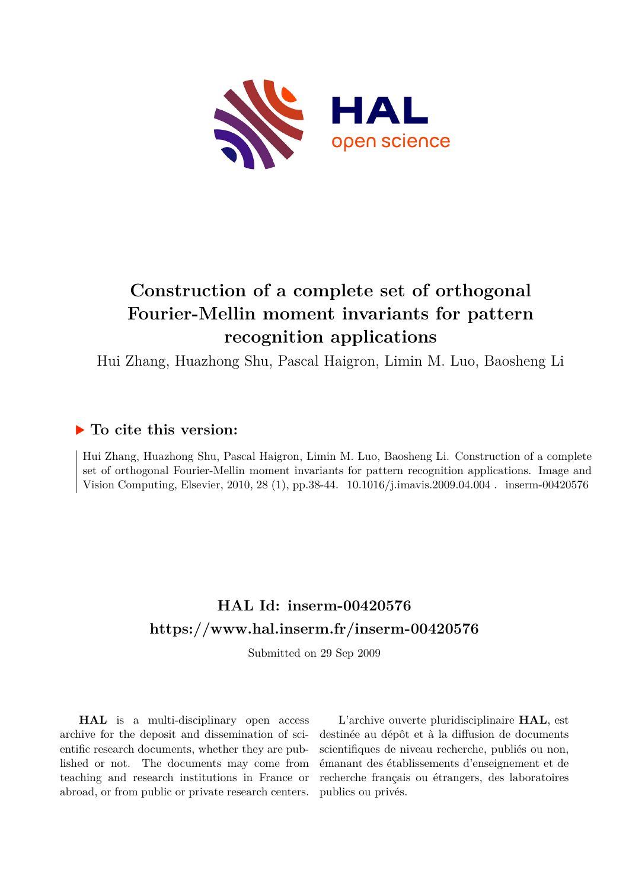# Construction of a complete set of orthogonal Fourier-Mellin moment invariants for pattern recognition applications

Hui Zhang, Huazhong Shu, Pascal Haigron, Limin M. Luo, Baosheng Li

## ▶ To cite this version:

Hui Zhang, Huazhong Shu, Pascal Haigron, Limin M. Luo, Baosheng Li. Construction of a complete set of orthogonal Fourier-Mellin moment invariants for pattern recognition applications. Image and Vision Computing, Elsevier, 2010, 28 (1), pp.38-44. 10.1016/j.imavis.2009.04.004 . inserm-00420576

## HAL Id: inserm-00420576

## https://www.hal.inserm.fr/inserm-00420576

Submitted on 29 Sep 2009

**HAL** is a multi-disciplinary open access archive for the deposit and dissemination of scientific research documents, whether they are published or not. The documents may come from teaching and research institutions in France or abroad, or from public or private research centers.

L'archive ouverte pluridisciplinaire **HAL**, est destinée au dépôt et à la diffusion de documents scientifiques de niveau recherche, publiés ou non, émanant des établissements d'enseignement et de recherche français ou étrangers, des laboratoires publics ou privés.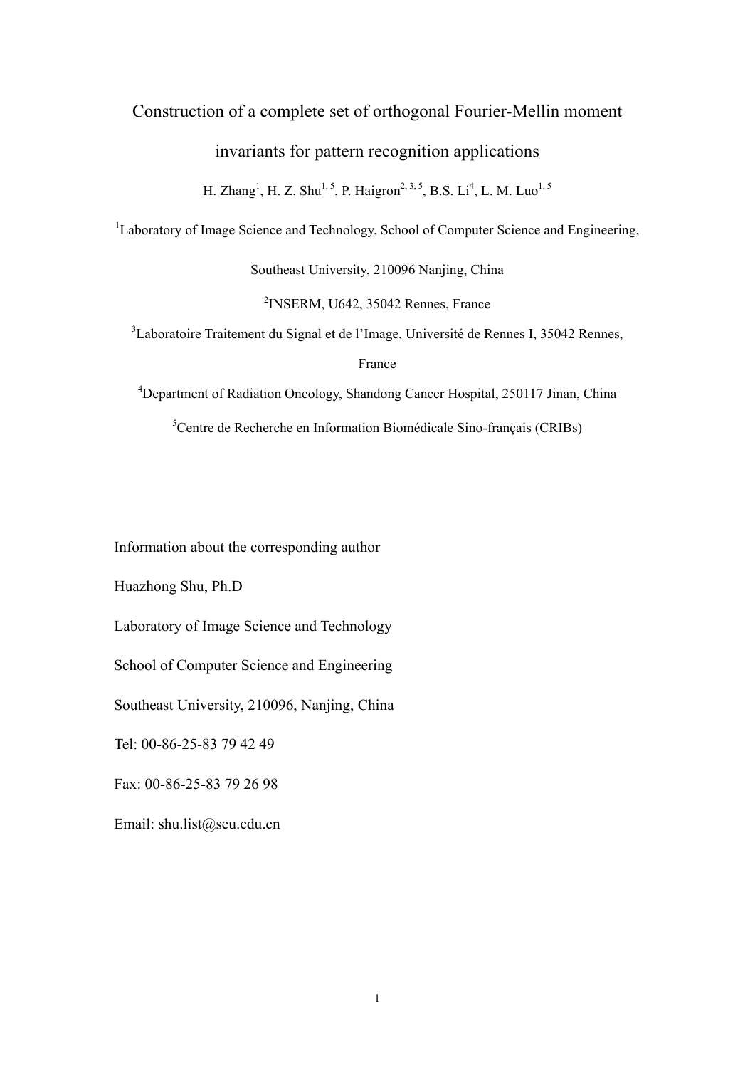# Construction of a complete set of orthogonal Fourier-Mellin moment invariants for pattern recognition applications

H. Zhang[1], H. Z. Shu[1, 5], P. Haigron[2, 3, 5], B.S. Li[4], L. M. Luo[1, 5]

[1]Laboratory of Image Science and Technology, School of Computer Science and Engineering, Southeast University, 210096 Nanjing, China

[2]INSERM, U642, 35042 Rennes, France

[3]Laboratoire Traitement du Signal et de l'Image, Université de Rennes I, 35042 Rennes, France

[4]Department of Radiation Oncology, Shandong Cancer Hospital, 250117 Jinan, China

[5]Centre de Recherche en Information Biomédicale Sino-français (CRIBs)

Information about the corresponding author

Huazhong Shu, Ph.D

Laboratory of Image Science and Technology

School of Computer Science and Engineering

Southeast University, 210096, Nanjing, China

Tel: 00-86-25-83 79 42 49

Fax: 00-86-25-83 79 26 98

Email: shu.list@seu.edu.cn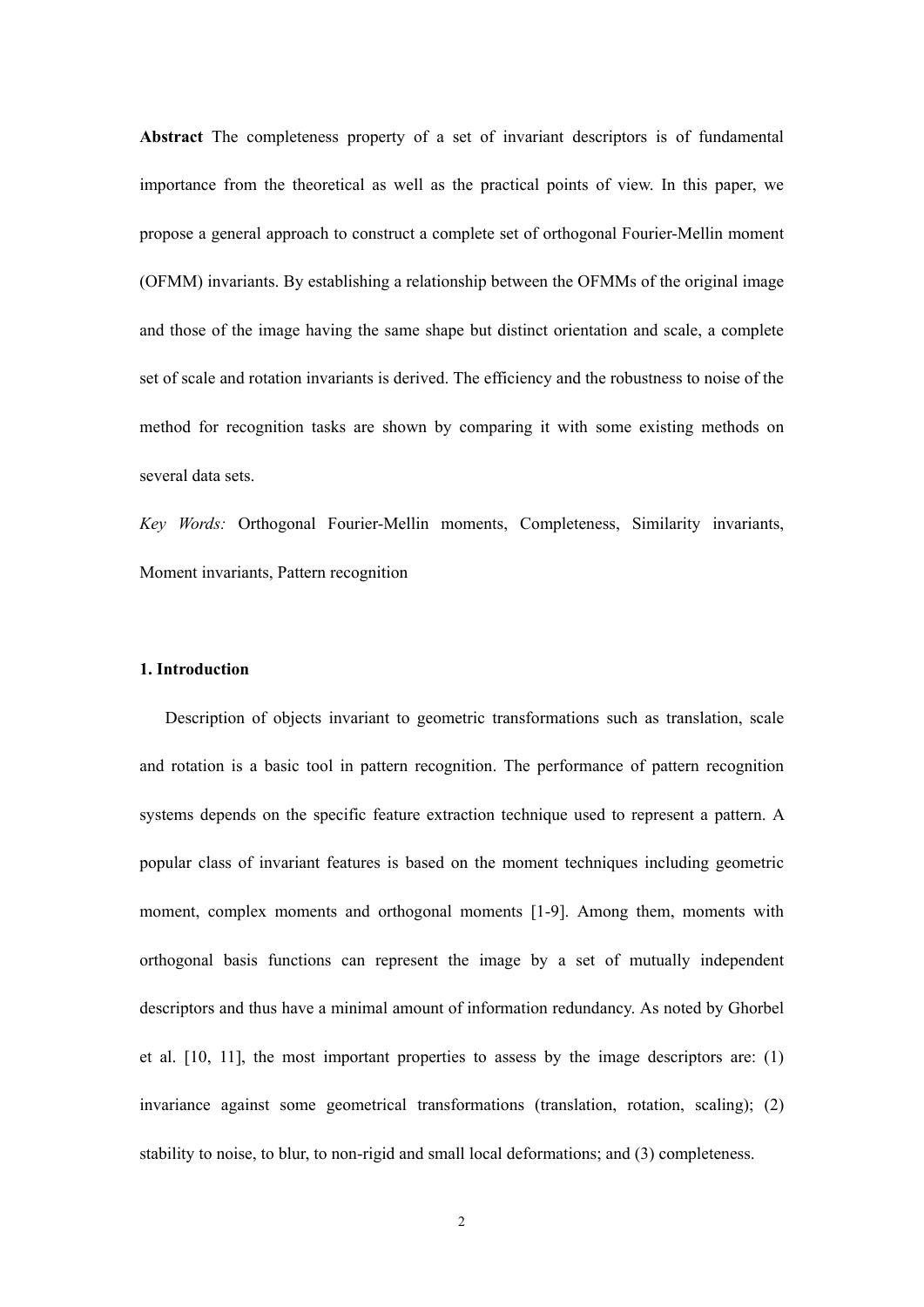**Abstract** The completeness property of a set of invariant descriptors is of fundamental importance from the theoretical as well as the practical points of view. In this paper, we propose a general approach to construct a complete set of orthogonal Fourier-Mellin moment (OFMM) invariants. By establishing a relationship between the OFMMs of the original image and those of the image having the same shape but distinct orientation and scale, a complete set of scale and rotation invariants is derived. The efficiency and the robustness to noise of the method for recognition tasks are shown by comparing it with some existing methods on several data sets.

*Key Words:* Orthogonal Fourier-Mellin moments, Completeness, Similarity invariants, Moment invariants, Pattern recognition

## 1. Introduction

Description of objects invariant to geometric transformations such as translation, scale and rotation is a basic tool in pattern recognition. The performance of pattern recognition systems depends on the specific feature extraction technique used to represent a pattern. A popular class of invariant features is based on the moment techniques including geometric moment, complex moments and orthogonal moments [1-9]. Among them, moments with orthogonal basis functions can represent the image by a set of mutually independent descriptors and thus have a minimal amount of information redundancy. As noted by Ghorbel et al. [10, 11], the most important properties to assess by the image descriptors are: (1) invariance against some geometrical transformations (translation, rotation, scaling); (2) stability to noise, to blur, to non-rigid and small local deformations; and (3) completeness.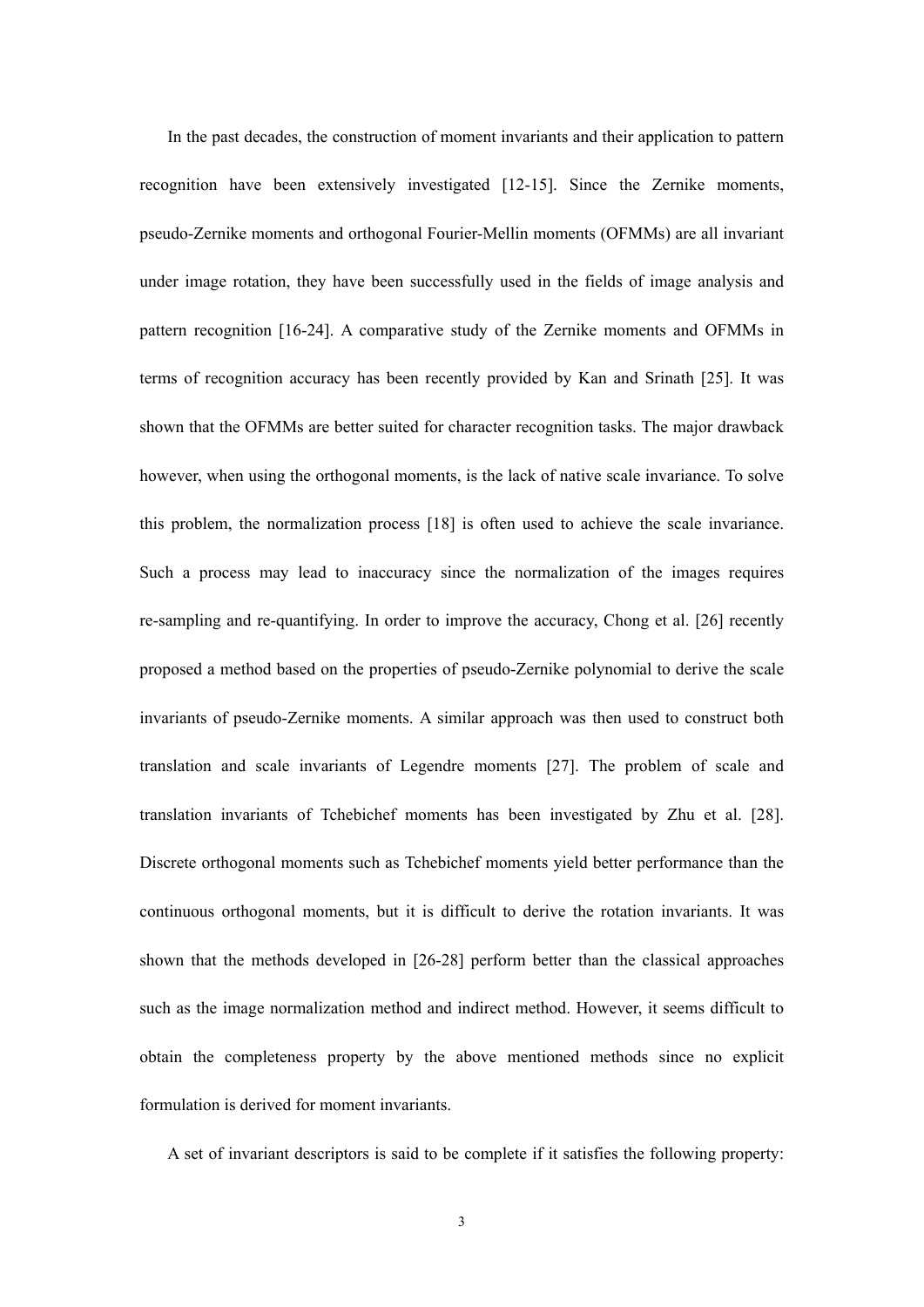In the past decades, the construction of moment invariants and their application to pattern recognition have been extensively investigated [12-15]. Since the Zernike moments, pseudo-Zernike moments and orthogonal Fourier-Mellin moments (OFMMs) are all invariant under image rotation, they have been successfully used in the fields of image analysis and pattern recognition [16-24]. A comparative study of the Zernike moments and OFMMs in terms of recognition accuracy has been recently provided by Kan and Srinath [25]. It was shown that the OFMMs are better suited for character recognition tasks. The major drawback however, when using the orthogonal moments, is the lack of native scale invariance. To solve this problem, the normalization process [18] is often used to achieve the scale invariance. Such a process may lead to inaccuracy since the normalization of the images requires re-sampling and re-quantifying. In order to improve the accuracy, Chong et al. [26] recently proposed a method based on the properties of pseudo-Zernike polynomial to derive the scale invariants of pseudo-Zernike moments. A similar approach was then used to construct both translation and scale invariants of Legendre moments [27]. The problem of scale and translation invariants of Tchebichef moments has been investigated by Zhu et al. [28]. Discrete orthogonal moments such as Tchebichef moments yield better performance than the continuous orthogonal moments, but it is difficult to derive the rotation invariants. It was shown that the methods developed in [26-28] perform better than the classical approaches such as the image normalization method and indirect method. However, it seems difficult to obtain the completeness property by the above mentioned methods since no explicit formulation is derived for moment invariants.

A set of invariant descriptors is said to be complete if it satisfies the following property: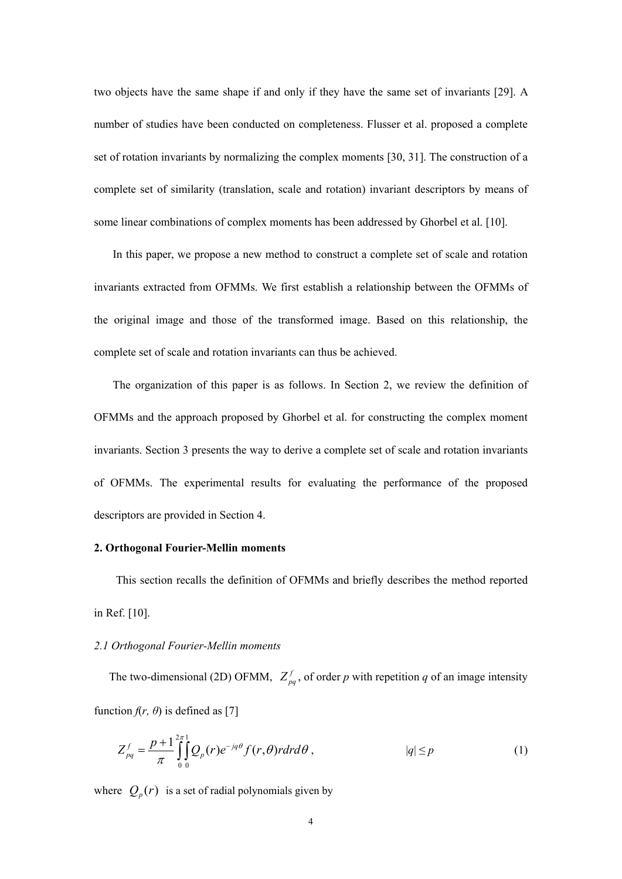two objects have the same shape if and only if they have the same set of invariants [29]. A number of studies have been conducted on completeness. Flusser et al. proposed a complete set of rotation invariants by normalizing the complex moments [30, 31]. The construction of a complete set of similarity (translation, scale and rotation) invariant descriptors by means of some linear combinations of complex moments has been addressed by Ghorbel et al. [10].

In this paper, we propose a new method to construct a complete set of scale and rotation invariants extracted from OFMMs. We first establish a relationship between the OFMMs of the original image and those of the transformed image. Based on this relationship, the complete set of scale and rotation invariants can thus be achieved.

The organization of this paper is as follows. In Section 2, we review the definition of OFMMs and the approach proposed by Ghorbel et al. for constructing the complex moment invariants. Section 3 presents the way to derive a complete set of scale and rotation invariants of OFMMs. The experimental results for evaluating the performance of the proposed descriptors are provided in Section 4.

## 2. Orthogonal Fourier-Mellin moments

This section recalls the definition of OFMMs and briefly describes the method reported in Ref. [10].

### *2.1 Orthogonal Fourier-Mellin moments*

The two-dimensional (2D) OFMM, $Z_{pq}^{f}$, of order *p* with repetition *q* of an image intensity function $f(r, \theta)$ is defined as [7]

$$Z_{pq}^{f} = \frac{p+1}{\pi} \int_{0}^{2\pi} \int_{0}^{1} Q_p(r) e^{-jq\theta} f(r,\theta) r dr d\theta , \qquad |q| \leq p \tag{1}$$

where $Q_p(r)$ is a set of radial polynomials given by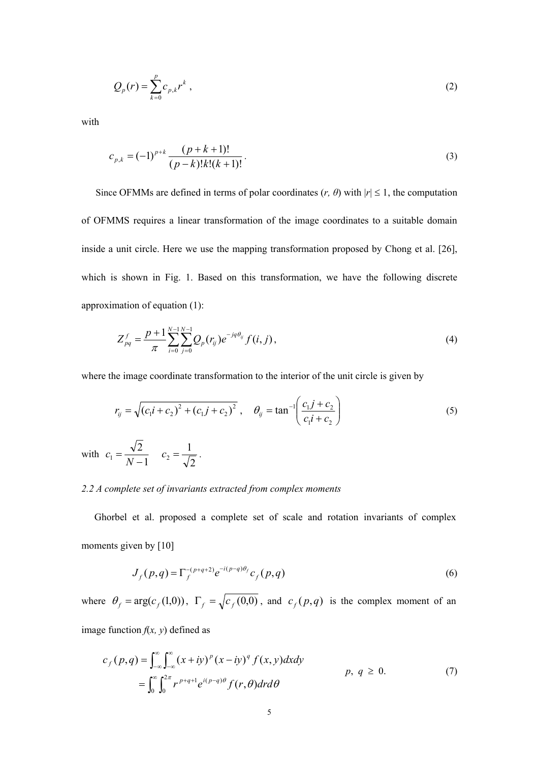$$Q_p(r) = \sum_{k=0}^{p} c_{p,k} r^k \, , \tag{2}$$

with

$$c_{p,k} = (-1)^{p+k} \frac{(p+k+1)!}{(p-k)!k!(k+1)!} \, . \tag{3}$$

Since OFMMs are defined in terms of polar coordinates ($r$, $\theta$) with $|r| \leq 1$, the computation of OFMMS requires a linear transformation of the image coordinates to a suitable domain inside a unit circle. Here we use the mapping transformation proposed by Chong et al. [26], which is shown in Fig. 1. Based on this transformation, we have the following discrete approximation of equation (1):

$$Z_{pq}^{f} = \frac{p+1}{\pi} \sum_{i=0}^{N-1} \sum_{j=0}^{N-1} Q_p(r_{ij}) e^{-jq\theta_{ij}} f(i,j) \, , \tag{4}$$

where the image coordinate transformation to the interior of the unit circle is given by

$$r_{ij} = \sqrt{(c_1 i + c_2)^2 + (c_1 j + c_2)^2} \, , \quad \theta_{ij} = \tan^{-1}\left( \frac{c_1 j + c_2}{c_1 i + c_2} \right) \tag{5}$$

with $c_1 = \frac{\sqrt{2}}{N-1}$ $\quad c_2 = \frac{1}{\sqrt{2}}$.

*2.2 A complete set of invariants extracted from complex moments*

Ghorbel et al. proposed a complete set of scale and rotation invariants of complex moments given by [10]

$$J_f(p,q) = \Gamma_f^{-(p+q+2)} e^{-i(p-q)\theta_f} c_f(p,q) \tag{6}$$

where $\theta_f = \arg(c_f(1,0))$, $\Gamma_f = \sqrt{c_f(0,0)}$, and $c_f(p,q)$ is the complex moment of an image function $f(x, y)$ defined as

$$\begin{aligned} c_f(p,q) &= \int_{-\infty}^{\infty} \int_{-\infty}^{\infty} (x+iy)^p (x-iy)^q f(x,y) dx dy \\ &= \int_{0}^{\infty} \int_{0}^{2\pi} r^{p+q+1} e^{i(p-q)\theta} f(r,\theta) dr d\theta \end{aligned} \qquad p, \; q \; \geq \; 0. \tag{7}$$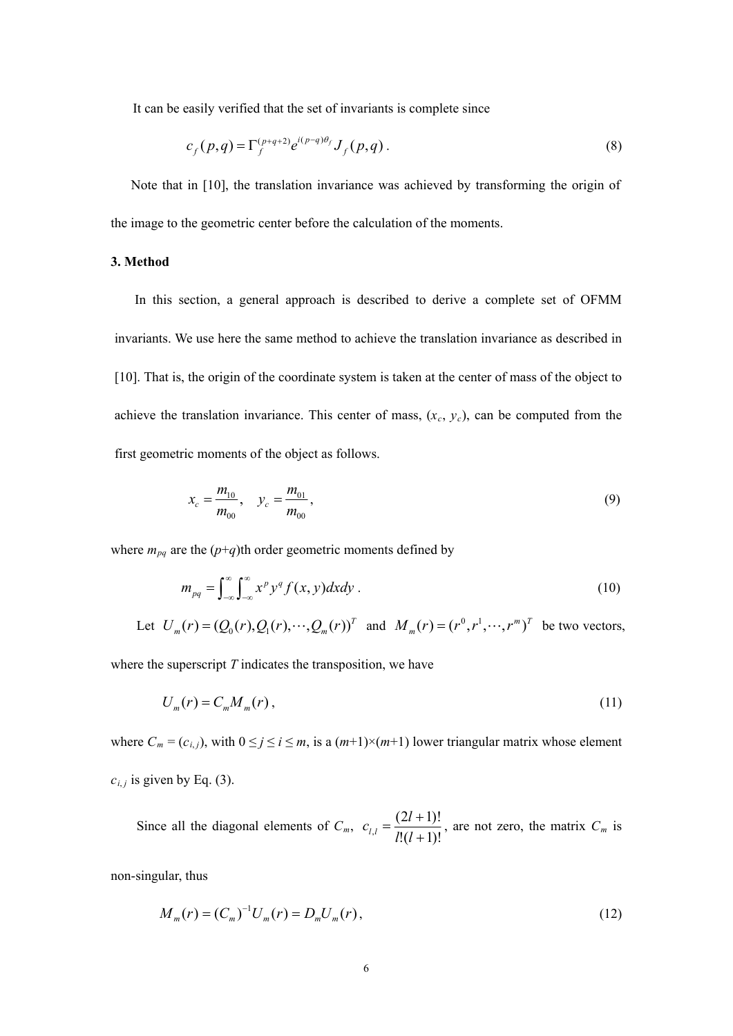It can be easily verified that the set of invariants is complete since

$$c_f(p,q) = \Gamma_f^{(p+q+2)} e^{i(p-q)\theta_f} J_f(p,q)\,. \tag{8}$$

Note that in [10], the translation invariance was achieved by transforming the origin of the image to the geometric center before the calculation of the moments.

### 3. Method

In this section, a general approach is described to derive a complete set of OFMM invariants. We use here the same method to achieve the translation invariance as described in [10]. That is, the origin of the coordinate system is taken at the center of mass of the object to achieve the translation invariance. This center of mass, $(x_c, y_c)$, can be computed from the first geometric moments of the object as follows.

$$x_c = \frac{m_{10}}{m_{00}}, \quad y_c = \frac{m_{01}}{m_{00}}, \tag{9}$$

where $m_{pq}$ are the $(p+q)$th order geometric moments defined by

$$m_{pq} = \int_{-\infty}^{\infty}\int_{-\infty}^{\infty} x^p y^q f(x,y)\,dx\,dy\,. \tag{10}$$

Let $U_m(r) = (Q_0(r), Q_1(r), \cdots, Q_m(r))^T$ and $M_m(r) = (r^0, r^1, \cdots, r^m)^T$ be two vectors, where the superscript $T$ indicates the transposition, we have

$$U_m(r) = C_m M_m(r)\,, \tag{11}$$

where $C_m = (c_{i,j})$, with $0 \le j \le i \le m$, is a $(m+1)\times(m+1)$ lower triangular matrix whose element $c_{i,j}$ is given by Eq. (3).

Since all the diagonal elements of $C_m$, $c_{l,l} = \dfrac{(2l+1)!}{l!(l+1)!}$, are not zero, the matrix $C_m$ is non-singular, thus

$$M_m(r) = (C_m)^{-1} U_m(r) = D_m U_m(r)\,, \tag{12}$$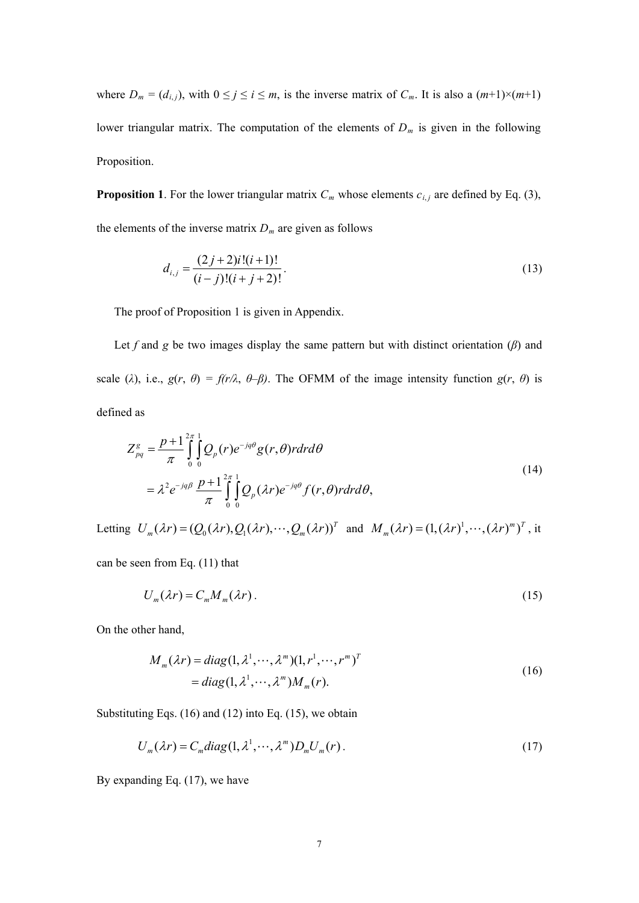where $D_m = (d_{i,j})$, with $0 \le j \le i \le m$, is the inverse matrix of $C_m$. It is also a $(m+1)\times(m+1)$ lower triangular matrix. The computation of the elements of $D_m$ is given in the following Proposition.

**Proposition 1**. For the lower triangular matrix $C_m$ whose elements $c_{i,j}$ are defined by Eq. (3), the elements of the inverse matrix $D_m$ are given as follows

$$d_{i,j} = \frac{(2j+2)i!(i+1)!}{(i-j)!(i+j+2)!}. \tag{13}$$

The proof of Proposition 1 is given in Appendix.

Let $f$ and $g$ be two images display the same pattern but with distinct orientation ($\beta$) and scale ($\lambda$), i.e., $g(r, \theta) = f(r/\lambda, \theta-\beta)$. The OFMM of the image intensity function $g(r, \theta)$ is defined as

$$\begin{aligned} Z_{pq}^{g} &= \frac{p+1}{\pi}\int_0^{2\pi}\int_0^1 Q_p(r)e^{-jq\theta}g(r,\theta)rdrd\theta \\ &= \lambda^2 e^{-jq\beta}\frac{p+1}{\pi}\int_0^{2\pi}\int_0^1 Q_p(\lambda r)e^{-jq\theta}f(r,\theta)rdrd\theta, \end{aligned} \tag{14}$$

Letting $U_m(\lambda r) = (Q_0(\lambda r), Q_1(\lambda r), \cdots, Q_m(\lambda r))^T$ and $M_m(\lambda r) = (1, (\lambda r)^1, \cdots, (\lambda r)^m)^T$, it can be seen from Eq. (11) that

$$U_m(\lambda r) = C_m M_m(\lambda r). \tag{15}$$

On the other hand,

$$\begin{aligned} M_m(\lambda r) &= diag(1, \lambda^1, \cdots, \lambda^m)(1, r^1, \cdots, r^m)^T \\ &= diag(1, \lambda^1, \cdots, \lambda^m)M_m(r). \end{aligned} \tag{16}$$

Substituting Eqs. (16) and (12) into Eq. (15), we obtain

$$U_m(\lambda r) = C_m diag(1, \lambda^1, \cdots, \lambda^m) D_m U_m(r). \tag{17}$$

By expanding Eq. (17), we have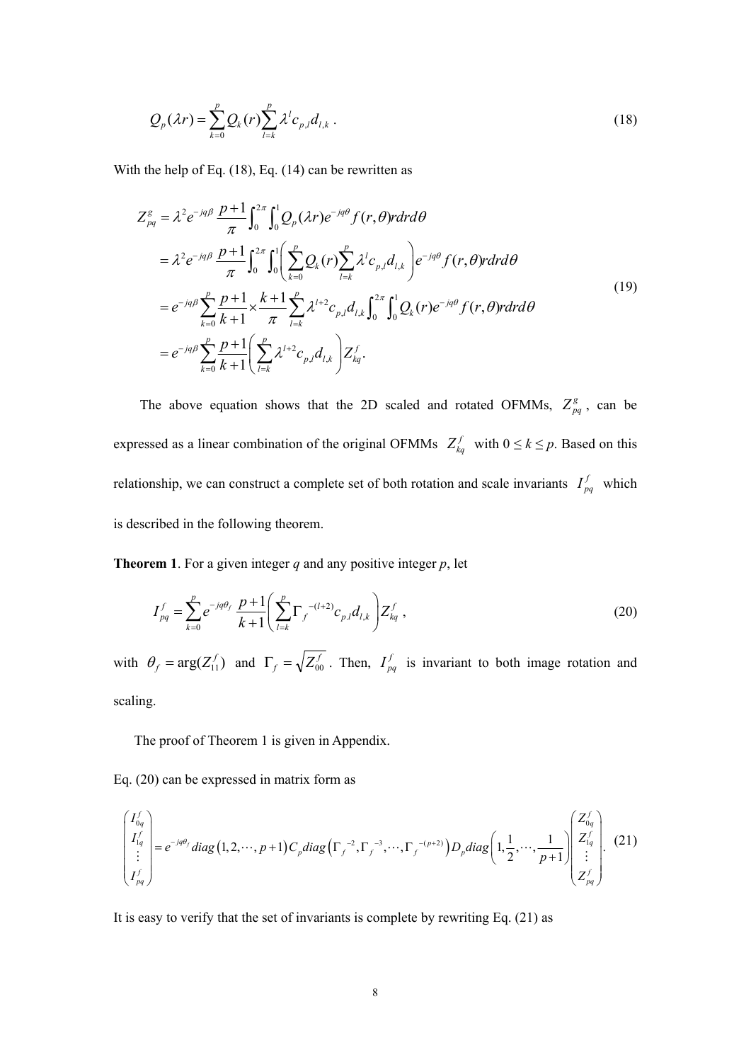$$Q_p(\lambda r) = \sum_{k=0}^{p} Q_k(r) \sum_{l=k}^{p} \lambda^l c_{p,l} d_{l,k} \,. \tag{18}$$

With the help of Eq. (18), Eq. (14) can be rewritten as

$$\begin{aligned}
Z_{pq}^{g} &= \lambda^2 e^{-jq\beta} \frac{p+1}{\pi} \int_0^{2\pi} \int_0^1 Q_p(\lambda r) e^{-jq\theta} f(r,\theta) r dr d\theta \\
&= \lambda^2 e^{-jq\beta} \frac{p+1}{\pi} \int_0^{2\pi} \int_0^1 \left( \sum_{k=0}^{p} Q_k(r) \sum_{l=k}^{p} \lambda^l c_{p,l} d_{l,k} \right) e^{-jq\theta} f(r,\theta) r dr d\theta \\
&= e^{-jq\beta} \sum_{k=0}^{p} \frac{p+1}{k+1} \times \frac{k+1}{\pi} \sum_{l=k}^{p} \lambda^{l+2} c_{p,l} d_{l,k} \int_0^{2\pi} \int_0^1 Q_k(r) e^{-jq\theta} f(r,\theta) r dr d\theta \\
&= e^{-jq\beta} \sum_{k=0}^{p} \frac{p+1}{k+1} \left( \sum_{l=k}^{p} \lambda^{l+2} c_{p,l} d_{l,k} \right) Z_{kq}^{f}.
\end{aligned} \tag{19}$$

The above equation shows that the 2D scaled and rotated OFMMs, $Z_{pq}^{g}$, can be expressed as a linear combination of the original OFMMs $Z_{kq}^{f}$ with $0 \le k \le p$. Based on this relationship, we can construct a complete set of both rotation and scale invariants $I_{pq}^{f}$ which is described in the following theorem.

**Theorem 1**. For a given integer $q$ and any positive integer $p$, let

$$I_{pq}^{f} = \sum_{k=0}^{p} e^{-jq\theta_f} \frac{p+1}{k+1} \left( \sum_{l=k}^{p} \Gamma_f^{-(l+2)} c_{p,l} d_{l,k} \right) Z_{kq}^{f} \,, \tag{20}$$

with $\theta_f = \arg(Z_{11}^{f})$ and $\Gamma_f = \sqrt{Z_{00}^{f}}$. Then, $I_{pq}^{f}$ is invariant to both image rotation and scaling.

The proof of Theorem 1 is given in Appendix.

Eq. (20) can be expressed in matrix form as

$$\begin{pmatrix} I_{0q}^{f} \\ I_{1q}^{f} \\ \vdots \\ I_{pq}^{f} \end{pmatrix} = e^{-jq\theta_f} diag\left(1, 2, \cdots, p+1\right) C_p \, diag\left(\Gamma_f^{-2}, \Gamma_f^{-3}, \cdots, \Gamma_f^{-(p+2)}\right) D_p \, diag\left(1, \frac{1}{2}, \cdots, \frac{1}{p+1}\right) \begin{pmatrix} Z_{0q}^{f} \\ Z_{1q}^{f} \\ \vdots \\ Z_{pq}^{f} \end{pmatrix}. \tag{21}$$

It is easy to verify that the set of invariants is complete by rewriting Eq. (21) as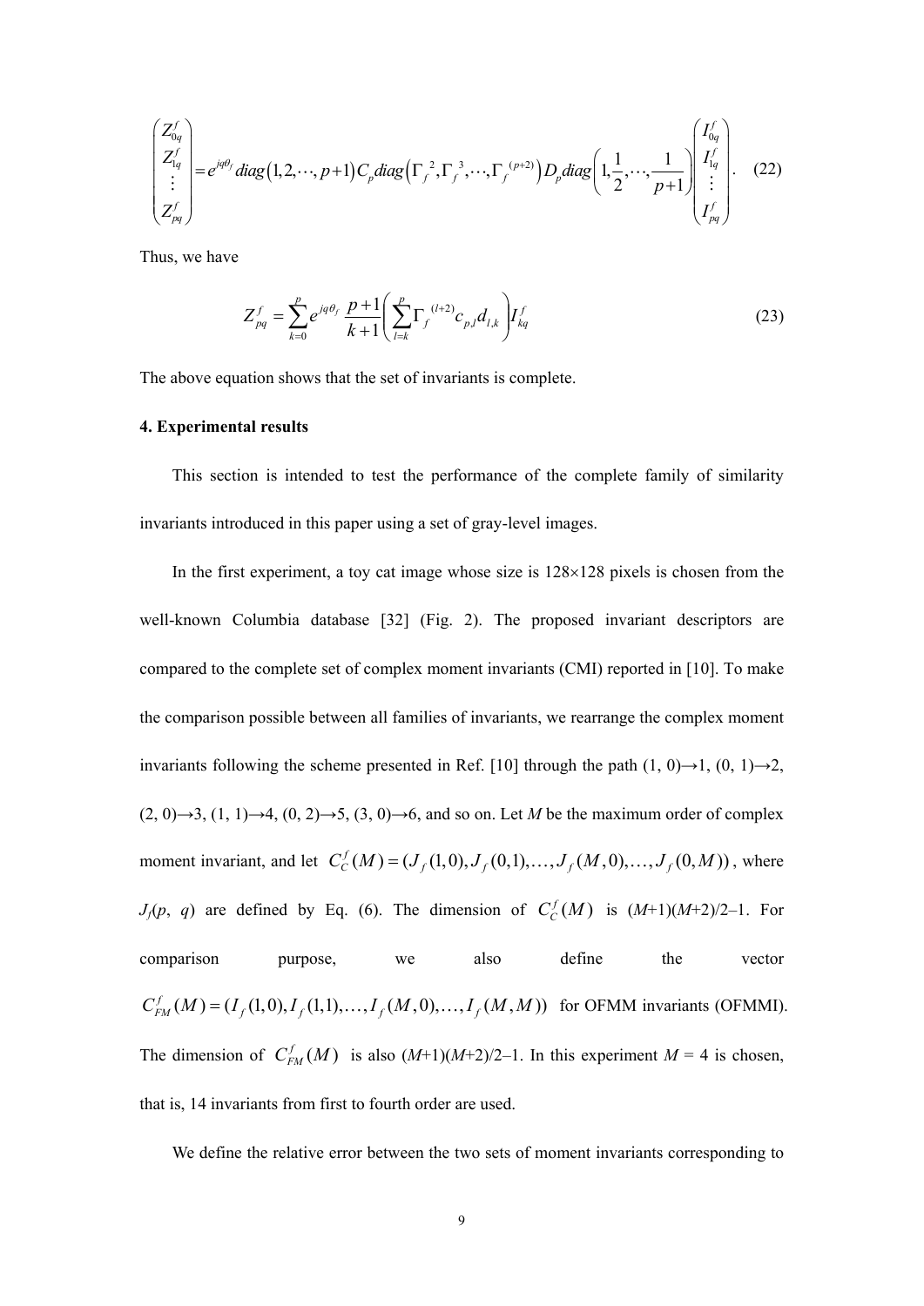$$
\begin{pmatrix} Z_{0q}^{f} \\ Z_{1q}^{f} \\ \vdots \\ Z_{pq}^{f} \end{pmatrix} = e^{jq\theta_f} diag\left(1, 2, \cdots, p+1\right) C_p diag\left(\Gamma_f^{\ 2}, \Gamma_f^{\ 3}, \cdots, \Gamma_f^{\ (p+2)}\right) D_p diag\left(1, \frac{1}{2}, \cdots, \frac{1}{p+1}\right) \begin{pmatrix} I_{0q}^{f} \\ I_{1q}^{f} \\ \vdots \\ I_{pq}^{f} \end{pmatrix}. \quad (22)
$$

Thus, we have

$$
Z_{pq}^{f} = \sum_{k=0}^{p} e^{jq\theta_f} \frac{p+1}{k+1} \left( \sum_{l=k}^{p} \Gamma_f^{\ (l+2)} c_{p,l} d_{l,k} \right) I_{kq}^{f} \quad (23)
$$

The above equation shows that the set of invariants is complete.

### 4. Experimental results

This section is intended to test the performance of the complete family of similarity invariants introduced in this paper using a set of gray-level images.

In the first experiment, a toy cat image whose size is 128×128 pixels is chosen from the well-known Columbia database [32] (Fig. 2). The proposed invariant descriptors are compared to the complete set of complex moment invariants (CMI) reported in [10]. To make the comparison possible between all families of invariants, we rearrange the complex moment invariants following the scheme presented in Ref. [10] through the path (1, 0)→1, (0, 1)→2, (2, 0)→3, (1, 1)→4, (0, 2)→5, (3, 0)→6, and so on. Let $M$ be the maximum order of complex moment invariant, and let $C_C^f(M) = (J_f(1,0), J_f(0,1), \ldots, J_f(M,0), \ldots, J_f(0,M))$, where $J_f(p, q)$ are defined by Eq. (6). The dimension of $C_C^f(M)$ is $(M+1)(M+2)/2-1$. For comparison purpose, we also define the vector $C_{FM}^f(M) = (I_f(1,0), I_f(1,1), \ldots, I_f(M,0), \ldots, I_f(M,M))$ for OFMM invariants (OFMMI). The dimension of $C_{FM}^f(M)$ is also $(M+1)(M+2)/2-1$. In this experiment $M = 4$ is chosen, that is, 14 invariants from first to fourth order are used.

We define the relative error between the two sets of moment invariants corresponding to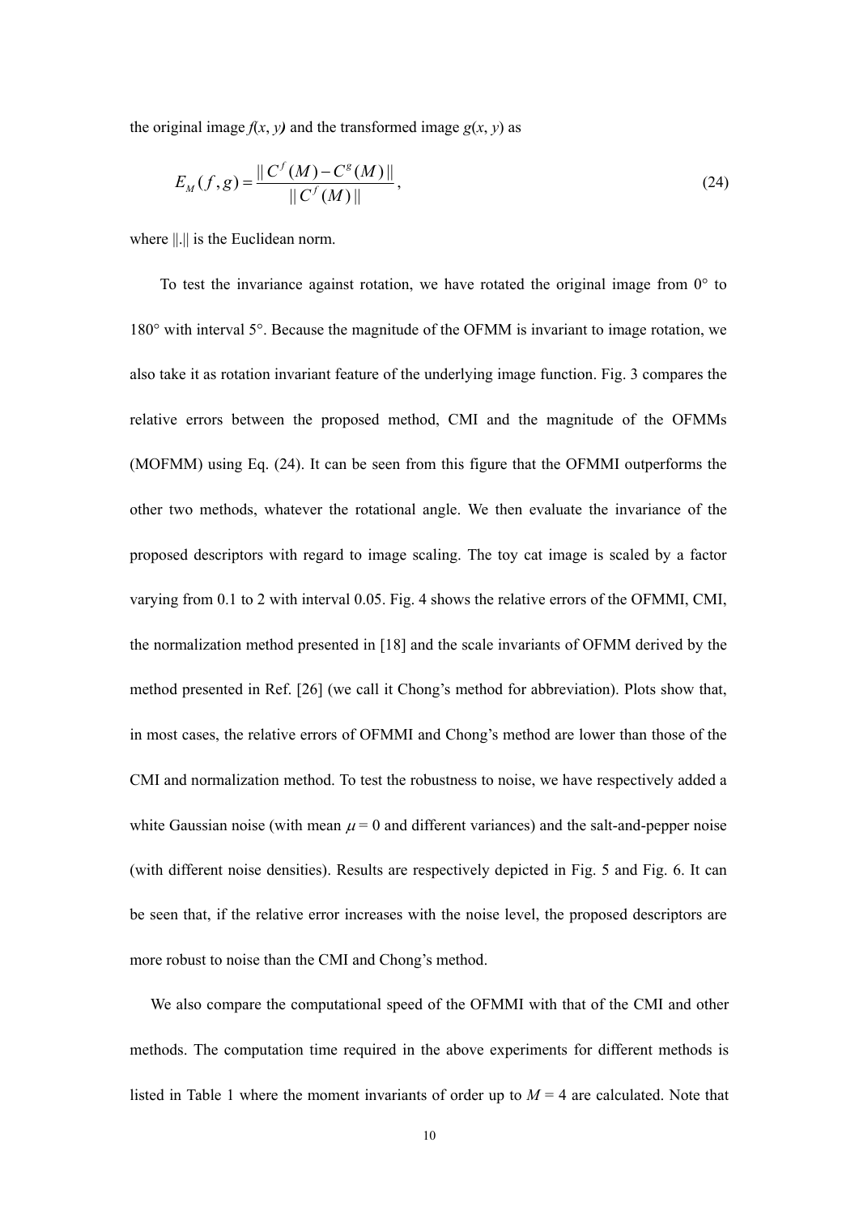the original image $f(x, y)$ and the transformed image $g(x, y)$ as

$$E_M(f,g) = \frac{\| C^f(M) - C^g(M) \|}{\| C^f(M) \|}, \tag{24}$$

where $\|.\|$ is the Euclidean norm.

To test the invariance against rotation, we have rotated the original image from 0° to 180° with interval 5°. Because the magnitude of the OFMM is invariant to image rotation, we also take it as rotation invariant feature of the underlying image function. Fig. 3 compares the relative errors between the proposed method, CMI and the magnitude of the OFMMs (MOFMM) using Eq. (24). It can be seen from this figure that the OFMMI outperforms the other two methods, whatever the rotational angle. We then evaluate the invariance of the proposed descriptors with regard to image scaling. The toy cat image is scaled by a factor varying from 0.1 to 2 with interval 0.05. Fig. 4 shows the relative errors of the OFMMI, CMI, the normalization method presented in [18] and the scale invariants of OFMM derived by the method presented in Ref. [26] (we call it Chong's method for abbreviation). Plots show that, in most cases, the relative errors of OFMMI and Chong's method are lower than those of the CMI and normalization method. To test the robustness to noise, we have respectively added a white Gaussian noise (with mean $\mu = 0$ and different variances) and the salt-and-pepper noise (with different noise densities). Results are respectively depicted in Fig. 5 and Fig. 6. It can be seen that, if the relative error increases with the noise level, the proposed descriptors are more robust to noise than the CMI and Chong's method.

We also compare the computational speed of the OFMMI with that of the CMI and other methods. The computation time required in the above experiments for different methods is listed in Table 1 where the moment invariants of order up to $M = 4$ are calculated. Note that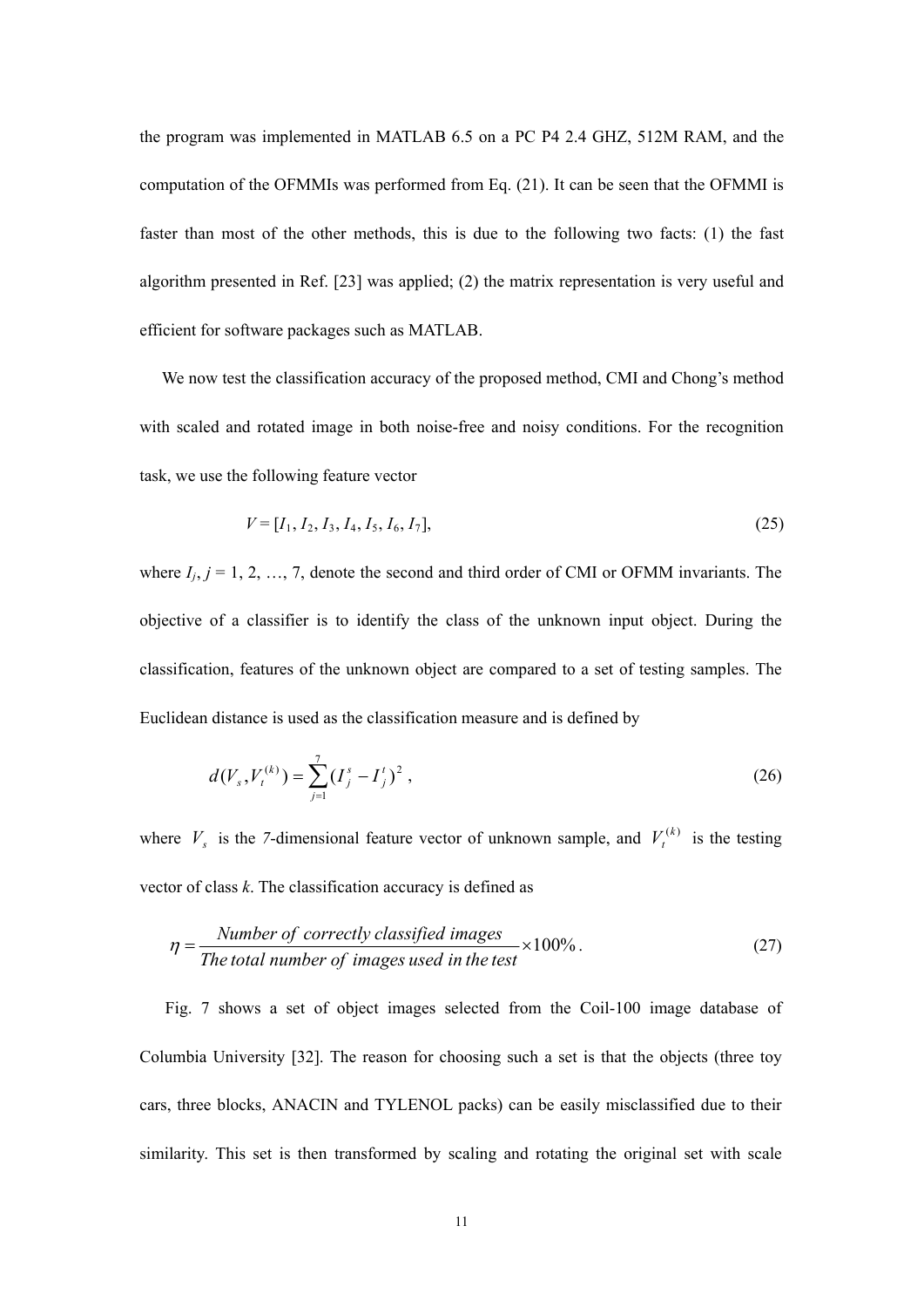the program was implemented in MATLAB 6.5 on a PC P4 2.4 GHZ, 512M RAM, and the computation of the OFMMIs was performed from Eq. (21). It can be seen that the OFMMI is faster than most of the other methods, this is due to the following two facts: (1) the fast algorithm presented in Ref. [23] was applied; (2) the matrix representation is very useful and efficient for software packages such as MATLAB.

We now test the classification accuracy of the proposed method, CMI and Chong's method with scaled and rotated image in both noise-free and noisy conditions. For the recognition task, we use the following feature vector

$$V = [I_1, I_2, I_3, I_4, I_5, I_6, I_7], \tag{25}$$

where $I_j$, $j = 1, 2, \ldots, 7$, denote the second and third order of CMI or OFMM invariants. The objective of a classifier is to identify the class of the unknown input object. During the classification, features of the unknown object are compared to a set of testing samples. The Euclidean distance is used as the classification measure and is defined by

$$d(V_s, V_t^{(k)}) = \sum_{j=1}^{7} (I_j^s - I_j^t)^2 , \tag{26}$$

where $V_s$ is the *7*-dimensional feature vector of unknown sample, and $V_t^{(k)}$ is the testing vector of class *k*. The classification accuracy is defined as

$$\eta = \frac{Number\ of\ correctly\ classified\ images}{The\ total\ number\ of\ images\ used\ in\ the\ test} \times 100\% . \tag{27}$$

Fig. 7 shows a set of object images selected from the Coil-100 image database of Columbia University [32]. The reason for choosing such a set is that the objects (three toy cars, three blocks, ANACIN and TYLENOL packs) can be easily misclassified due to their similarity. This set is then transformed by scaling and rotating the original set with scale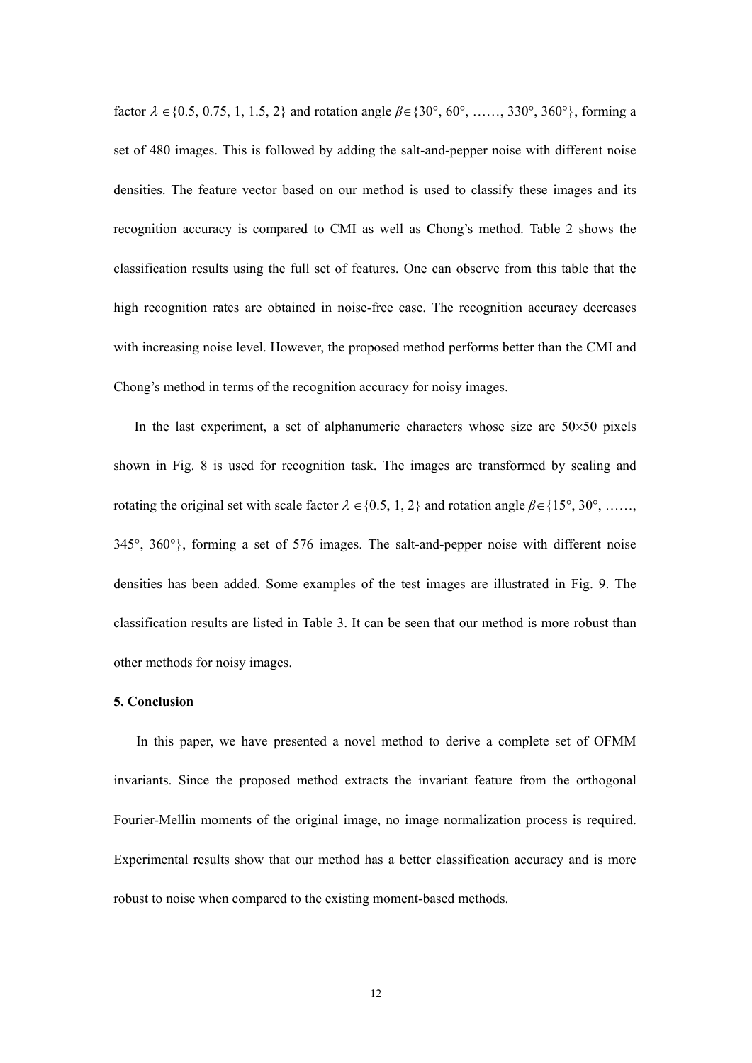factor $\lambda \in \{0.5, 0.75, 1, 1.5, 2\}$ and rotation angle $\beta \in \{30°, 60°, \ldots\ldots, 330°, 360°\}$, forming a set of 480 images. This is followed by adding the salt-and-pepper noise with different noise densities. The feature vector based on our method is used to classify these images and its recognition accuracy is compared to CMI as well as Chong's method. Table 2 shows the classification results using the full set of features. One can observe from this table that the high recognition rates are obtained in noise-free case. The recognition accuracy decreases with increasing noise level. However, the proposed method performs better than the CMI and Chong's method in terms of the recognition accuracy for noisy images.

In the last experiment, a set of alphanumeric characters whose size are $50 \times 50$ pixels shown in Fig. 8 is used for recognition task. The images are transformed by scaling and rotating the original set with scale factor $\lambda \in \{0.5, 1, 2\}$ and rotation angle $\beta \in \{15°, 30°, \ldots\ldots, 345°, 360°\}$, forming a set of 576 images. The salt-and-pepper noise with different noise densities has been added. Some examples of the test images are illustrated in Fig. 9. The classification results are listed in Table 3. It can be seen that our method is more robust than other methods for noisy images.

## 5. Conclusion

In this paper, we have presented a novel method to derive a complete set of OFMM invariants. Since the proposed method extracts the invariant feature from the orthogonal Fourier-Mellin moments of the original image, no image normalization process is required. Experimental results show that our method has a better classification accuracy and is more robust to noise when compared to the existing moment-based methods.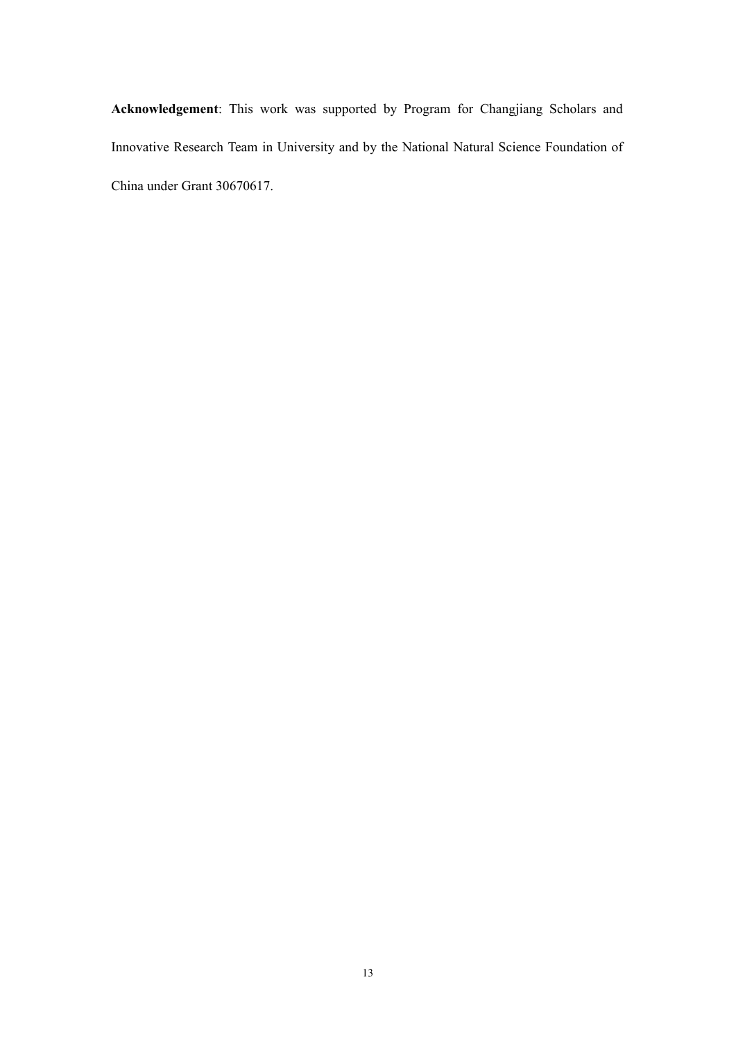**Acknowledgement**: This work was supported by Program for Changjiang Scholars and Innovative Research Team in University and by the National Natural Science Foundation of China under Grant 30670617.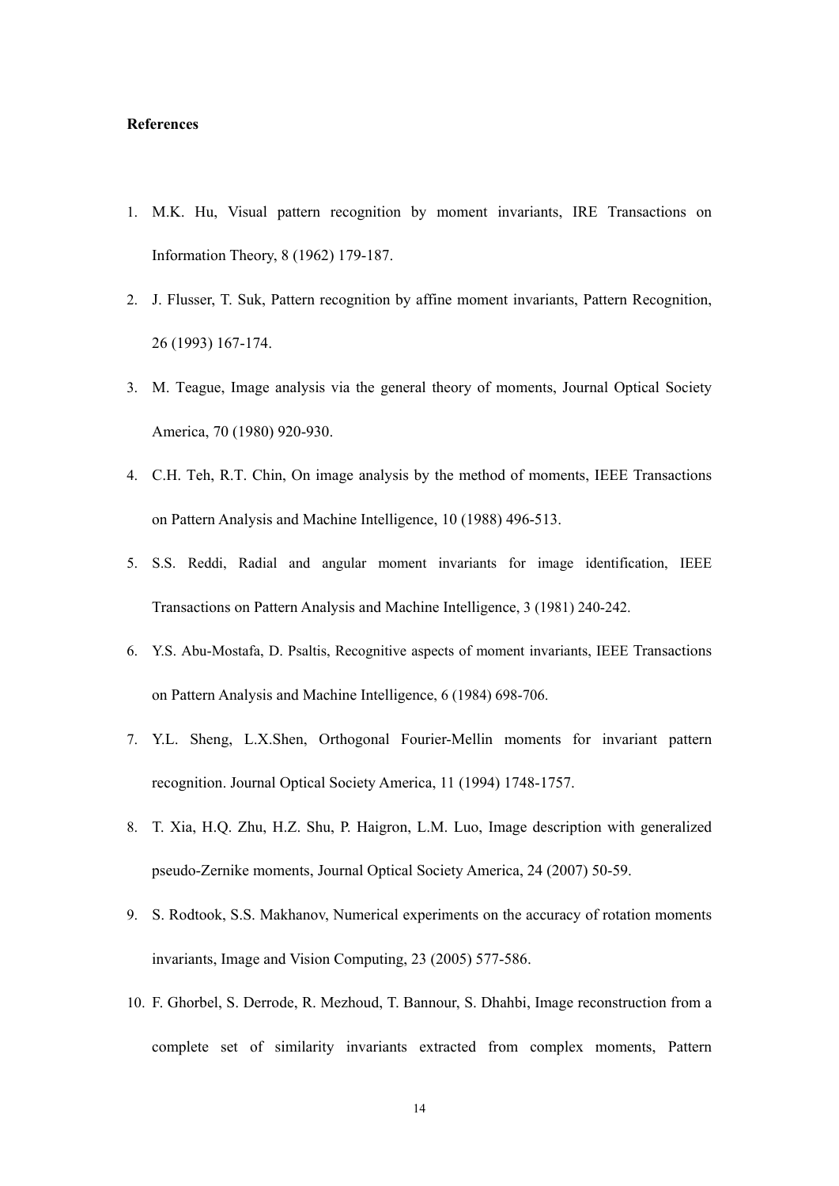**References**

1. M.K. Hu, Visual pattern recognition by moment invariants, IRE Transactions on Information Theory, 8 (1962) 179-187.
2. J. Flusser, T. Suk, Pattern recognition by affine moment invariants, Pattern Recognition, 26 (1993) 167-174.
3. M. Teague, Image analysis via the general theory of moments, Journal Optical Society America, 70 (1980) 920-930.
4. C.H. Teh, R.T. Chin, On image analysis by the method of moments, IEEE Transactions on Pattern Analysis and Machine Intelligence, 10 (1988) 496-513.
5. S.S. Reddi, Radial and angular moment invariants for image identification, IEEE Transactions on Pattern Analysis and Machine Intelligence, 3 (1981) 240-242.
6. Y.S. Abu-Mostafa, D. Psaltis, Recognitive aspects of moment invariants, IEEE Transactions on Pattern Analysis and Machine Intelligence, 6 (1984) 698-706.
7. Y.L. Sheng, L.X.Shen, Orthogonal Fourier-Mellin moments for invariant pattern recognition. Journal Optical Society America, 11 (1994) 1748-1757.
8. T. Xia, H.Q. Zhu, H.Z. Shu, P. Haigron, L.M. Luo, Image description with generalized pseudo-Zernike moments, Journal Optical Society America, 24 (2007) 50-59.
9. S. Rodtook, S.S. Makhanov, Numerical experiments on the accuracy of rotation moments invariants, Image and Vision Computing, 23 (2005) 577-586.
10. F. Ghorbel, S. Derrode, R. Mezhoud, T. Bannour, S. Dhahbi, Image reconstruction from a complete set of similarity invariants extracted from complex moments, Pattern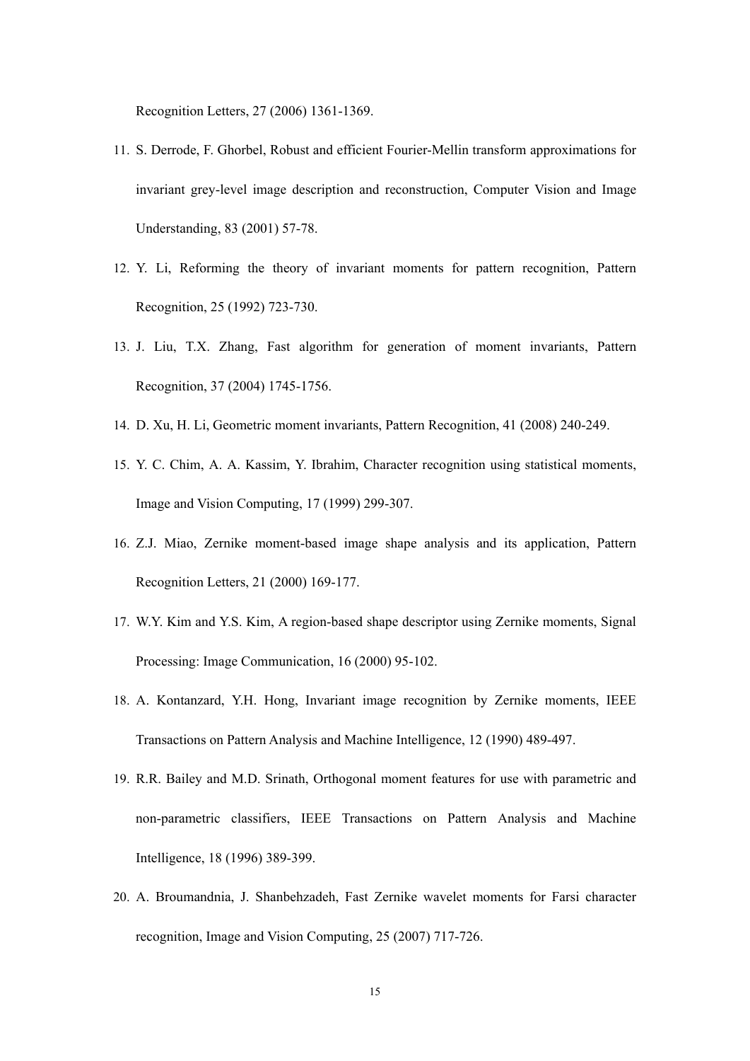Recognition Letters, 27 (2006) 1361-1369.

11. S. Derrode, F. Ghorbel, Robust and efficient Fourier-Mellin transform approximations for invariant grey-level image description and reconstruction, Computer Vision and Image Understanding, 83 (2001) 57-78.
12. Y. Li, Reforming the theory of invariant moments for pattern recognition, Pattern Recognition, 25 (1992) 723-730.
13. J. Liu, T.X. Zhang, Fast algorithm for generation of moment invariants, Pattern Recognition, 37 (2004) 1745-1756.
14. D. Xu, H. Li, Geometric moment invariants, Pattern Recognition, 41 (2008) 240-249.
15. Y. C. Chim, A. A. Kassim, Y. Ibrahim, Character recognition using statistical moments, Image and Vision Computing, 17 (1999) 299-307.
16. Z.J. Miao, Zernike moment-based image shape analysis and its application, Pattern Recognition Letters, 21 (2000) 169-177.
17. W.Y. Kim and Y.S. Kim, A region-based shape descriptor using Zernike moments, Signal Processing: Image Communication, 16 (2000) 95-102.
18. A. Kontanzard, Y.H. Hong, Invariant image recognition by Zernike moments, IEEE Transactions on Pattern Analysis and Machine Intelligence, 12 (1990) 489-497.
19. R.R. Bailey and M.D. Srinath, Orthogonal moment features for use with parametric and non-parametric classifiers, IEEE Transactions on Pattern Analysis and Machine Intelligence, 18 (1996) 389-399.
20. A. Broumandnia, J. Shanbehzadeh, Fast Zernike wavelet moments for Farsi character recognition, Image and Vision Computing, 25 (2007) 717-726.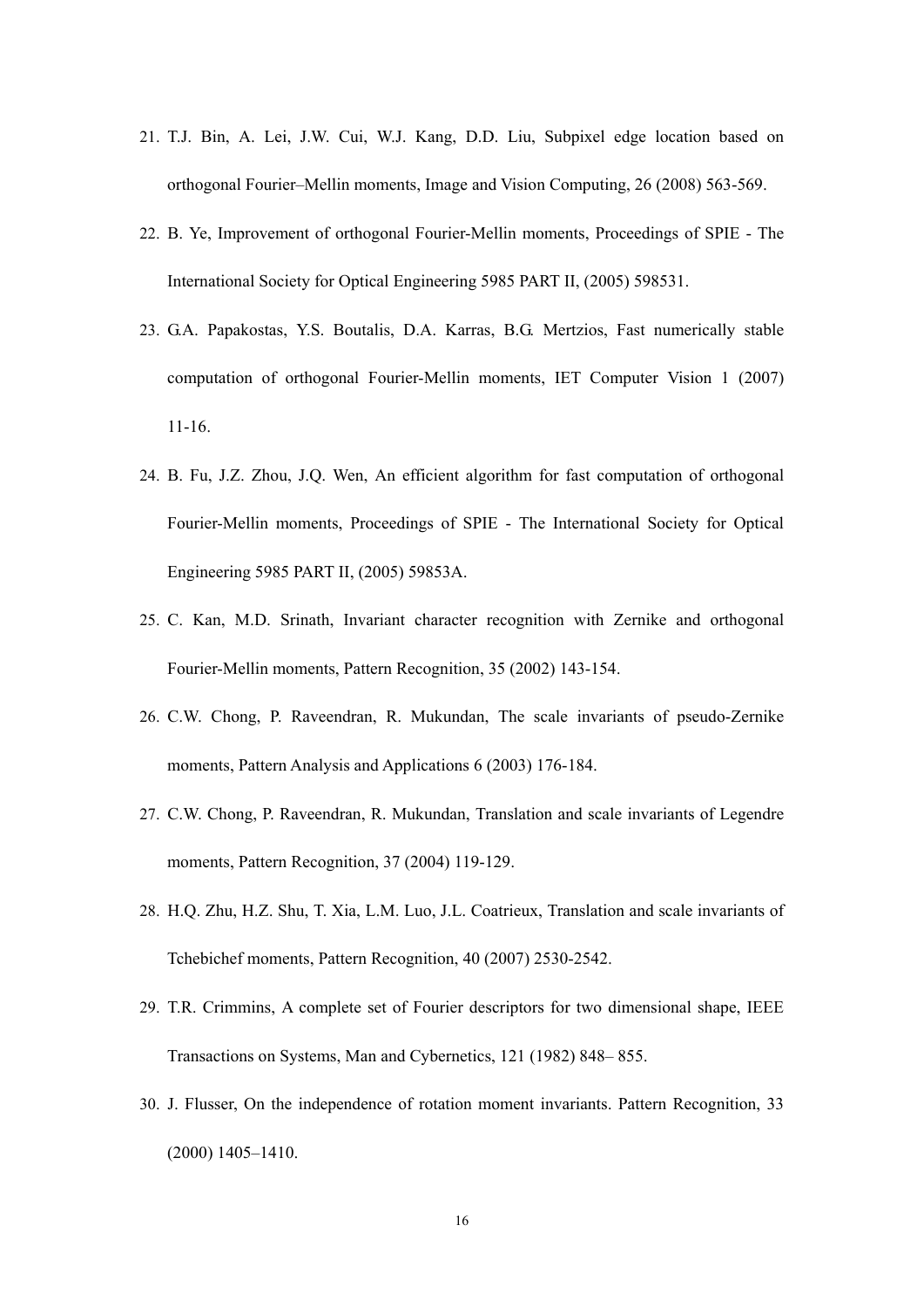21. T.J. Bin, A. Lei, J.W. Cui, W.J. Kang, D.D. Liu, Subpixel edge location based on orthogonal Fourier–Mellin moments, Image and Vision Computing, 26 (2008) 563-569.
22. B. Ye, Improvement of orthogonal Fourier-Mellin moments, Proceedings of SPIE - The International Society for Optical Engineering 5985 PART II, (2005) 598531.
23. G.A. Papakostas, Y.S. Boutalis, D.A. Karras, B.G. Mertzios, Fast numerically stable computation of orthogonal Fourier-Mellin moments, IET Computer Vision 1 (2007) 11-16.
24. B. Fu, J.Z. Zhou, J.Q. Wen, An efficient algorithm for fast computation of orthogonal Fourier-Mellin moments, Proceedings of SPIE - The International Society for Optical Engineering 5985 PART II, (2005) 59853A.
25. C. Kan, M.D. Srinath, Invariant character recognition with Zernike and orthogonal Fourier-Mellin moments, Pattern Recognition, 35 (2002) 143-154.
26. C.W. Chong, P. Raveendran, R. Mukundan, The scale invariants of pseudo-Zernike moments, Pattern Analysis and Applications 6 (2003) 176-184.
27. C.W. Chong, P. Raveendran, R. Mukundan, Translation and scale invariants of Legendre moments, Pattern Recognition, 37 (2004) 119-129.
28. H.Q. Zhu, H.Z. Shu, T. Xia, L.M. Luo, J.L. Coatrieux, Translation and scale invariants of Tchebichef moments, Pattern Recognition, 40 (2007) 2530-2542.
29. T.R. Crimmins, A complete set of Fourier descriptors for two dimensional shape, IEEE Transactions on Systems, Man and Cybernetics, 121 (1982) 848– 855.
30. J. Flusser, On the independence of rotation moment invariants. Pattern Recognition, 33 (2000) 1405–1410.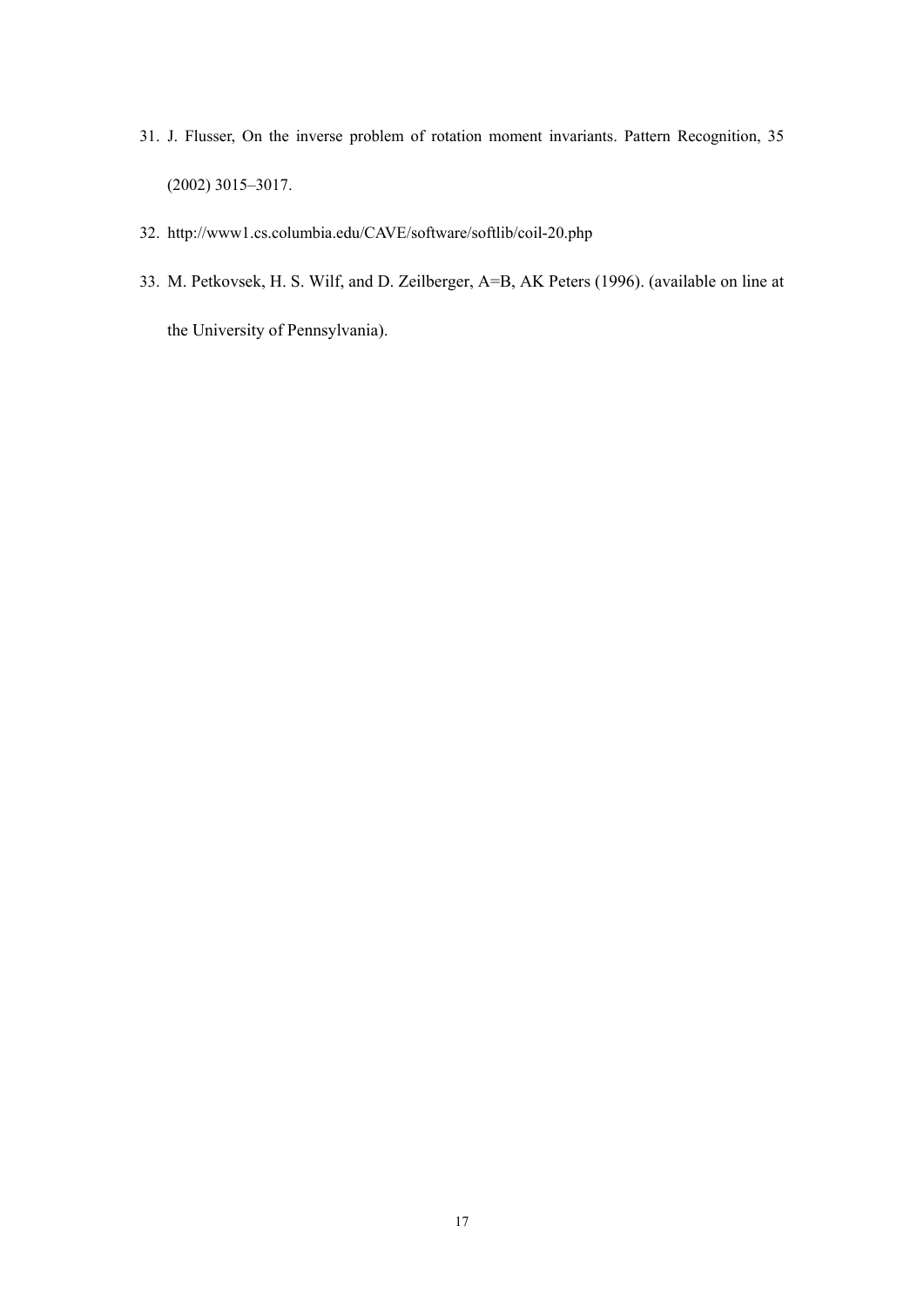31. J. Flusser, On the inverse problem of rotation moment invariants. Pattern Recognition, 35 (2002) 3015–3017.
32. http://www1.cs.columbia.edu/CAVE/software/softlib/coil-20.php
33. M. Petkovsek, H. S. Wilf, and D. Zeilberger, A=B, AK Peters (1996). (available on line at the University of Pennsylvania).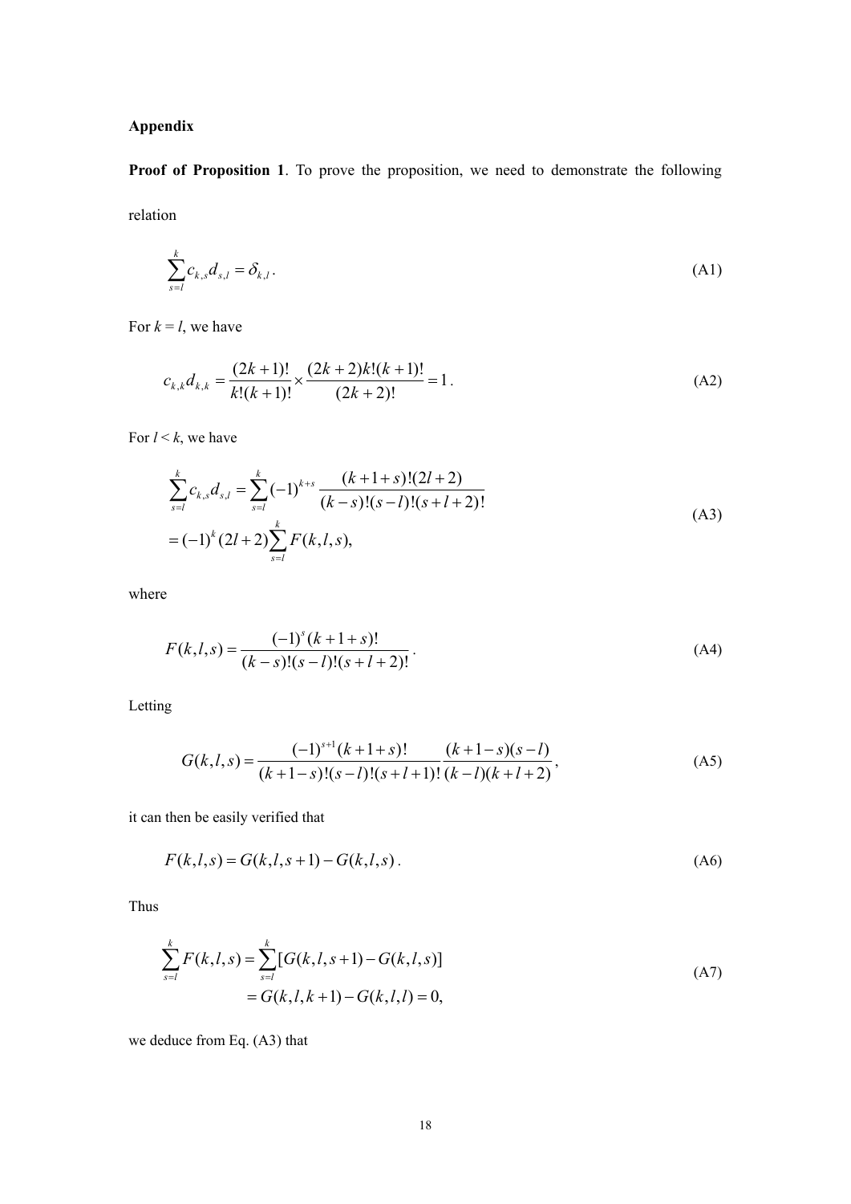# Appendix

**Proof of Proposition 1**. To prove the proposition, we need to demonstrate the following relation

$$\sum_{s=l}^{k} c_{k,s} d_{s,l} = \delta_{k,l} . \tag{A1}$$

For $k = l$, we have

$$c_{k,k} d_{k,k} = \frac{(2k+1)!}{k!(k+1)!} \times \frac{(2k+2)k!(k+1)!}{(2k+2)!} = 1 . \tag{A2}$$

For $l < k$, we have

$$\begin{aligned} \sum_{s=l}^{k} c_{k,s} d_{s,l} &= \sum_{s=l}^{k} (-1)^{k+s} \frac{(k+1+s)!(2l+2)}{(k-s)!(s-l)!(s+l+2)!} \\ &= (-1)^{k} (2l+2) \sum_{s=l}^{k} F(k,l,s), \end{aligned} \tag{A3}$$

where

$$F(k,l,s) = \frac{(-1)^{s}(k+1+s)!}{(k-s)!(s-l)!(s+l+2)!} . \tag{A4}$$

Letting

$$G(k,l,s) = \frac{(-1)^{s+1}(k+1+s)!}{(k+1-s)!(s-l)!(s+l+1)!} \frac{(k+1-s)(s-l)}{(k-l)(k+l+2)} , \tag{A5}$$

it can then be easily verified that

$$F(k,l,s) = G(k,l,s+1) - G(k,l,s) . \tag{A6}$$

Thus

$$\begin{aligned} \sum_{s=l}^{k} F(k,l,s) &= \sum_{s=l}^{k} [G(k,l,s+1) - G(k,l,s)] \\ &= G(k,l,k+1) - G(k,l,l) = 0, \end{aligned} \tag{A7}$$

we deduce from Eq. (A3) that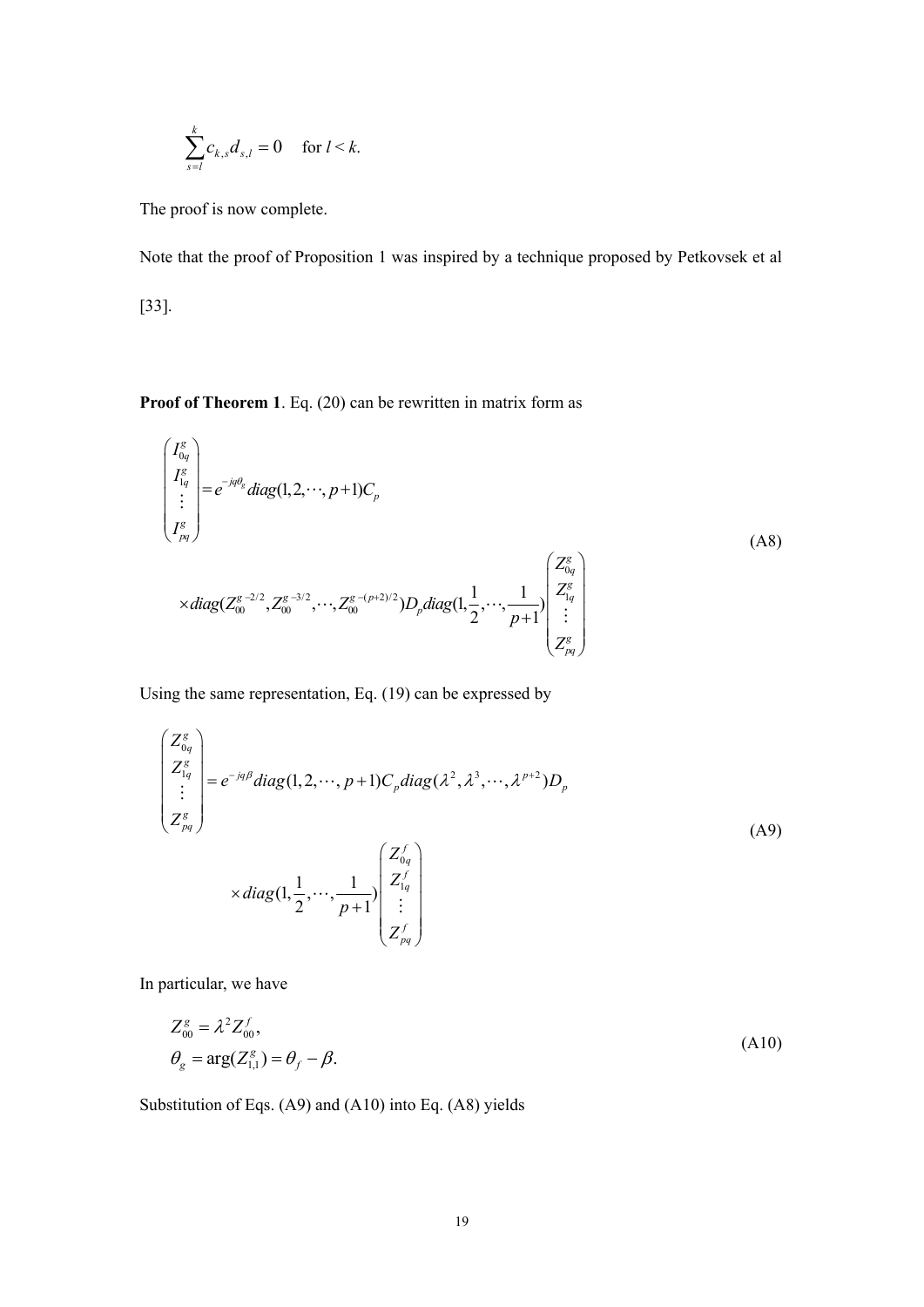$$\sum_{s=l}^{k} c_{k,s} d_{s,l} = 0 \quad \text{for } l < k.$$

The proof is now complete.

Note that the proof of Proposition 1 was inspired by a technique proposed by Petkovsek et al [33].

**Proof of Theorem 1**. Eq. (20) can be rewritten in matrix form as

$$\begin{pmatrix} I_{0q}^g \\ I_{1q}^g \\ \vdots \\ I_{pq}^g \end{pmatrix} = e^{-jq\theta_g} diag(1,2,\cdots,p+1) C_p \\ \times diag(Z_{00}^{g\ -2/2}, Z_{00}^{g\ -3/2}, \cdots, Z_{00}^{g\ -(p+2)/2}) D_p diag(1,\frac{1}{2},\cdots,\frac{1}{p+1}) \begin{pmatrix} Z_{0q}^g \\ Z_{1q}^g \\ \vdots \\ Z_{pq}^g \end{pmatrix} \tag{A8}$$

Using the same representation, Eq. (19) can be expressed by

$$\begin{pmatrix} Z_{0q}^g \\ Z_{1q}^g \\ \vdots \\ Z_{pq}^g \end{pmatrix} = e^{-jq\beta} diag(1,2,\cdots,p+1) C_p diag(\lambda^2,\lambda^3,\cdots,\lambda^{p+2}) D_p \\ \times diag(1,\frac{1}{2},\cdots,\frac{1}{p+1}) \begin{pmatrix} Z_{0q}^f \\ Z_{1q}^f \\ \vdots \\ Z_{pq}^f \end{pmatrix} \tag{A9}$$

In particular, we have

$$\begin{aligned} Z_{00}^g &= \lambda^2 Z_{00}^f, \\ \theta_g &= \arg(Z_{1,1}^g) = \theta_f - \beta. \end{aligned} \tag{A10}$$

Substitution of Eqs. (A9) and (A10) into Eq. (A8) yields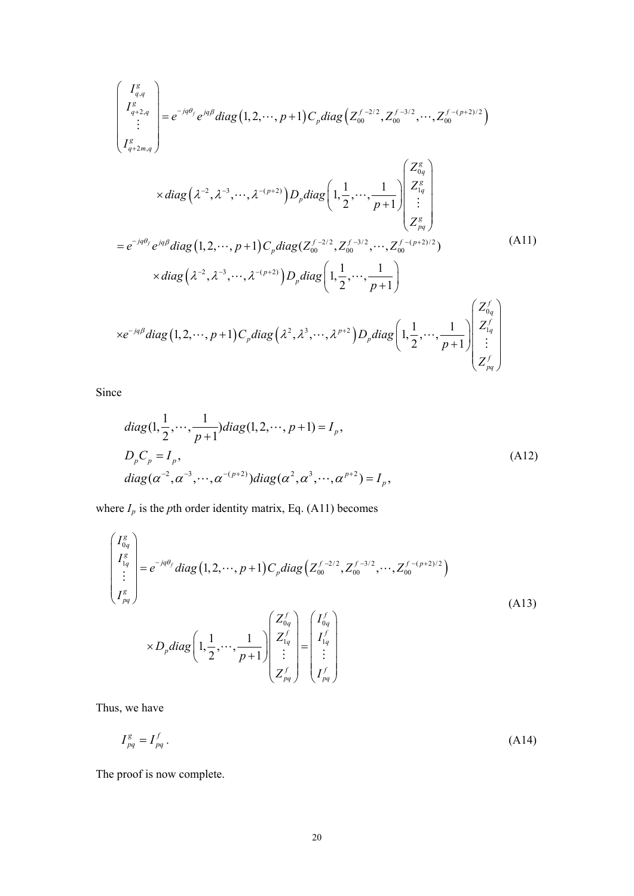$$
\begin{pmatrix} I^g_{q,q} \\ I^g_{q+2,q} \\ \vdots \\ I^g_{q+2m,q} \end{pmatrix} = e^{-jq\theta_f} e^{jq\beta} diag\left(1,2,\cdots,p+1\right) C_p diag\left(Z_{00}^{f\;-2/2}, Z_{00}^{f\;-3/2}, \cdots, Z_{00}^{f\;-(p+2)/2}\right)
$$

$$
\times diag\left(\lambda^{-2}, \lambda^{-3}, \cdots, \lambda^{-(p+2)}\right) D_p diag\left(1, \frac{1}{2}, \cdots, \frac{1}{p+1}\right) \begin{pmatrix} Z^g_{0q} \\ Z^g_{1q} \\ \vdots \\ Z^g_{pq} \end{pmatrix}
$$

$$
= e^{-jq\theta_f} e^{jq\beta} diag\left(1,2,\cdots,p+1\right) C_p diag(Z_{00}^{f\;-2/2}, Z_{00}^{f\;-3/2}, \cdots, Z_{00}^{f\;-(p+2)/2}) \tag{A11}
$$

$$
\times diag\left(\lambda^{-2}, \lambda^{-3}, \cdots, \lambda^{-(p+2)}\right) D_p diag\left(1, \frac{1}{2}, \cdots, \frac{1}{p+1}\right)
$$

$$
\times e^{-jq\beta} diag\left(1,2,\cdots,p+1\right) C_p diag\left(\lambda^{2}, \lambda^{3}, \cdots, \lambda^{p+2}\right) D_p diag\left(1, \frac{1}{2}, \cdots, \frac{1}{p+1}\right) \begin{pmatrix} Z^f_{0q} \\ Z^f_{1q} \\ \vdots \\ Z^f_{pq} \end{pmatrix}
$$

Since

$$
\begin{aligned}
& diag(1, \frac{1}{2}, \cdots, \frac{1}{p+1}) diag(1,2,\cdots,p+1) = I_p, \\
& D_p C_p = I_p, \\
& diag(\alpha^{-2}, \alpha^{-3}, \cdots, \alpha^{-(p+2)}) diag(\alpha^{2}, \alpha^{3}, \cdots, \alpha^{p+2}) = I_p,
\end{aligned} \tag{A12}
$$

where $I_p$ is the $p$th order identity matrix, Eq. (A11) becomes

$$
\begin{pmatrix} I^g_{0q} \\ I^g_{1q} \\ \vdots \\ I^g_{pq} \end{pmatrix} = e^{-jq\theta_f} diag\left(1,2,\cdots,p+1\right) C_p diag\left(Z_{00}^{f\;-2/2}, Z_{00}^{f\;-3/2}, \cdots, Z_{00}^{f\;-(p+2)/2}\right)
$$

$$
\times D_p diag\left(1, \frac{1}{2}, \cdots, \frac{1}{p+1}\right) \begin{pmatrix} Z^f_{0q} \\ Z^f_{1q} \\ \vdots \\ Z^f_{pq} \end{pmatrix} = \begin{pmatrix} I^f_{0q} \\ I^f_{1q} \\ \vdots \\ I^f_{pq} \end{pmatrix} \tag{A13}
$$

Thus, we have

$$
I^g_{pq} = I^f_{pq}. \tag{A14}
$$

The proof is now complete.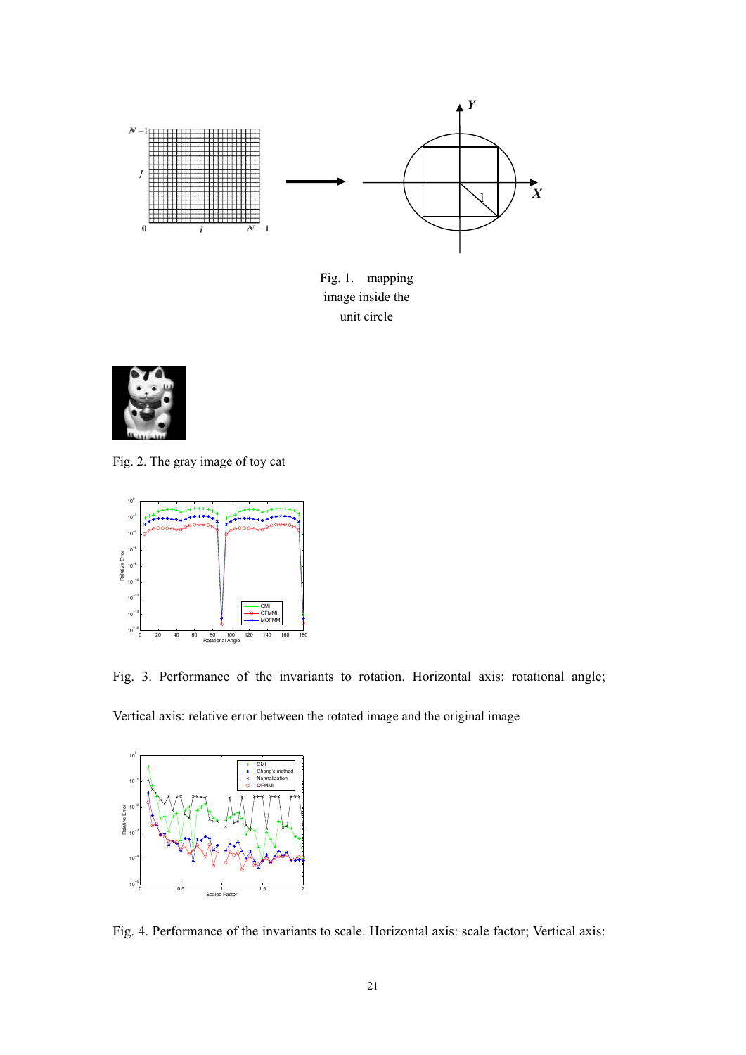Fig. 1. mapping image inside the unit circle

Fig. 2. The gray image of toy cat

Fig. 3. Performance of the invariants to rotation. Horizontal axis: rotational angle; Vertical axis: relative error between the rotated image and the original image

Fig. 4. Performance of the invariants to scale. Horizontal axis: scale factor; Vertical axis: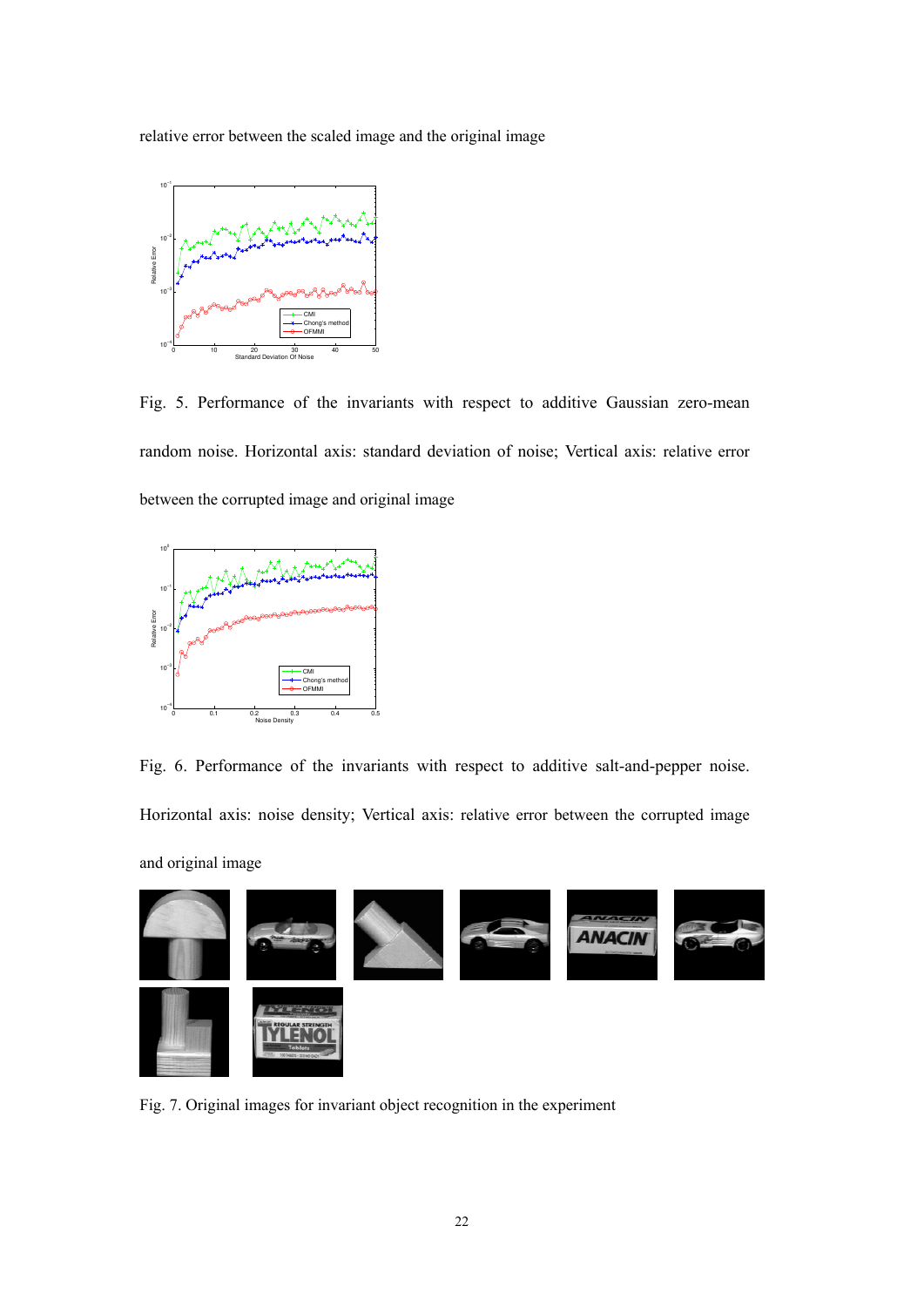relative error between the scaled image and the original image

Fig. 5. Performance of the invariants with respect to additive Gaussian zero-mean random noise. Horizontal axis: standard deviation of noise; Vertical axis: relative error between the corrupted image and original image

Fig. 6. Performance of the invariants with respect to additive salt-and-pepper noise. Horizontal axis: noise density; Vertical axis: relative error between the corrupted image and original image

Fig. 7. Original images for invariant object recognition in the experiment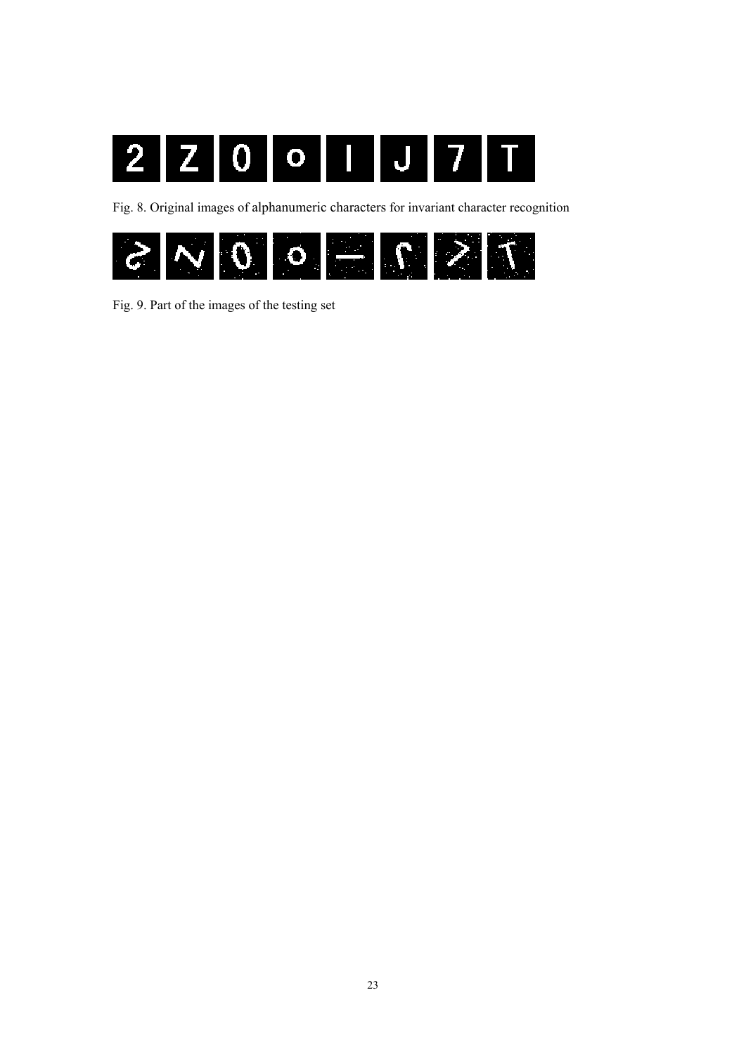Fig. 8. Original images of alphanumeric characters for invariant character recognition

Fig. 9. Part of the images of the testing set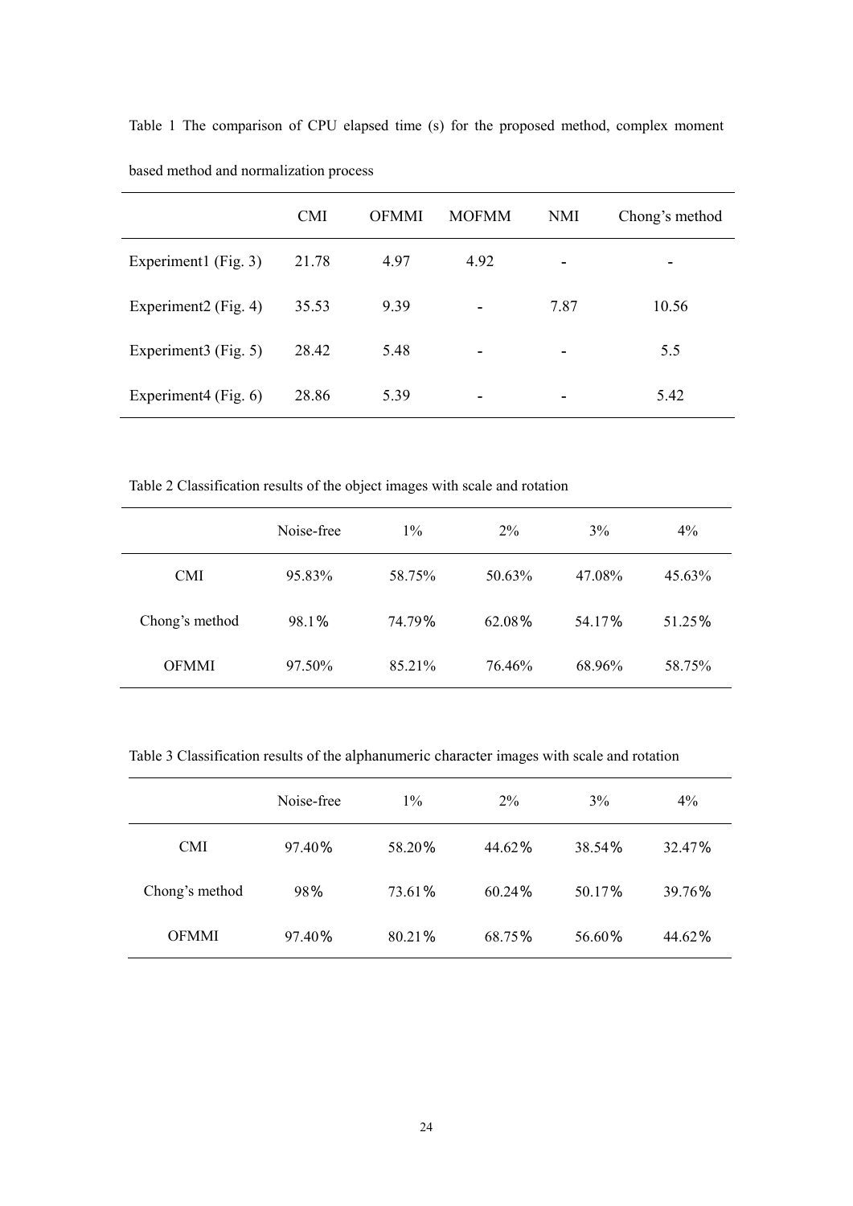Table 1 The comparison of CPU elapsed time (s) for the proposed method, complex moment based method and normalization process

| | CMI | OFMMI | MOFMM | NMI | Chong's method |
|---|---|---|---|---|---|
| Experiment1 (Fig. 3) | 21.78 | 4.97 | 4.92 | - | - |
| Experiment2 (Fig. 4) | 35.53 | 9.39 | - | 7.87 | 10.56 |
| Experiment3 (Fig. 5) | 28.42 | 5.48 | - | - | 5.5 |
| Experiment4 (Fig. 6) | 28.86 | 5.39 | - | - | 5.42 |

Table 2 Classification results of the object images with scale and rotation

| | Noise-free | 1% | 2% | 3% | 4% |
|---|---|---|---|---|---|
| CMI | 95.83% | 58.75% | 50.63% | 47.08% | 45.63% |
| Chong's method | 98.1% | 74.79% | 62.08% | 54.17% | 51.25% |
| OFMMI | 97.50% | 85.21% | 76.46% | 68.96% | 58.75% |

Table 3 Classification results of the alphanumeric character images with scale and rotation

| | Noise-free | 1% | 2% | 3% | 4% |
|---|---|---|---|---|---|
| CMI | 97.40% | 58.20% | 44.62% | 38.54% | 32.47% |
| Chong's method | 98% | 73.61% | 60.24% | 50.17% | 39.76% |
| OFMMI | 97.40% | 80.21% | 68.75% | 56.60% | 44.62% |